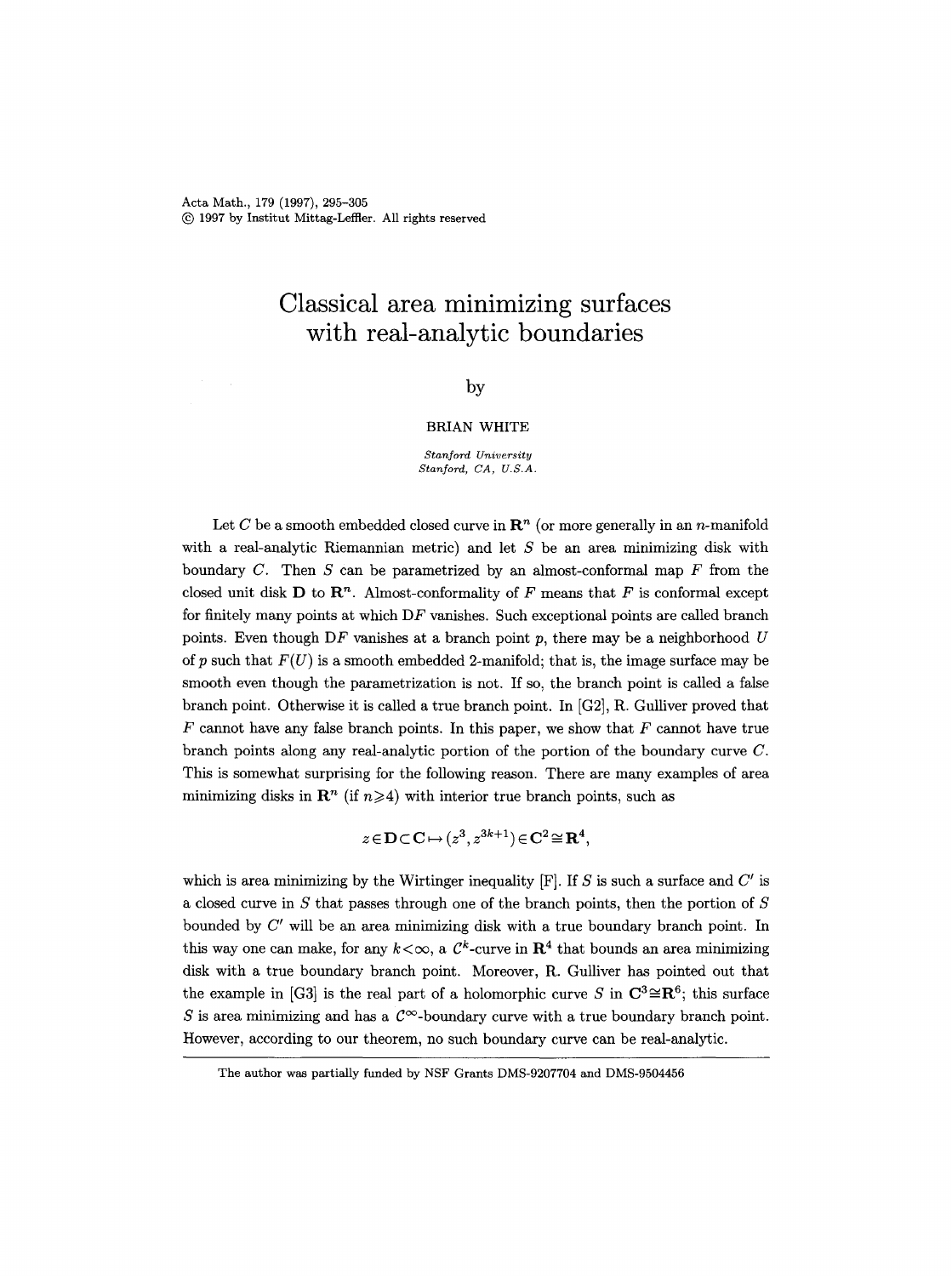// Classical area minimizing surfaces with real-analytic boundaries

by

BRIAN WHITE

*Stanford University*
*Stanford, CA, U.S.A.*

Let $C$ be a smooth embedded closed curve in $\mathbf{R}^n$ (or more generally in an $n$-manifold with a real-analytic Riemannian metric) and let $S$ be an area minimizing disk with boundary $C$. Then $S$ can be parametrized by an almost-conformal map $F$ from the closed unit disk $\mathbf{D}$ to $\mathbf{R}^n$. Almost-conformality of $F$ means that $F$ is conformal except for finitely many points at which $DF$ vanishes. Such exceptional points are called branch points. Even though $DF$ vanishes at a branch point $p$, there may be a neighborhood $U$ of $p$ such that $F(U)$ is a smooth embedded 2-manifold; that is, the image surface may be smooth even though the parametrization is not. If so, the branch point is called a false branch point. Otherwise it is called a true branch point. In [G2], R. Gulliver proved that $F$ cannot have any false branch points. In this paper, we show that $F$ cannot have true branch points along any real-analytic portion of the portion of the boundary curve $C$. This is somewhat surprising for the following reason. There are many examples of area minimizing disks in $\mathbf{R}^n$ (if $n \geqslant 4$) with interior true branch points, such as

$$z \in \mathbf{D} \subset \mathbf{C} \mapsto (z^3, z^{3k+1}) \in \mathbf{C}^2 \cong \mathbf{R}^4,$$

which is area minimizing by the Wirtinger inequality [F]. If $S$ is such a surface and $C'$ is a closed curve in $S$ that passes through one of the branch points, then the portion of $S$ bounded by $C'$ will be an area minimizing disk with a true boundary branch point. In this way one can make, for any $k < \infty$, a $\mathcal{C}^k$-curve in $\mathbf{R}^4$ that bounds an area minimizing disk with a true boundary branch point. Moreover, R. Gulliver has pointed out that the example in [G3] is the real part of a holomorphic curve $S$ in $\mathbf{C}^3 \cong \mathbf{R}^6$; this surface $S$ is area minimizing and has a $\mathcal{C}^\infty$-boundary curve with a true boundary branch point. However, according to our theorem, no such boundary curve can be real-analytic.

The author was partially funded by NSF Grants DMS-9207704 and DMS-9504456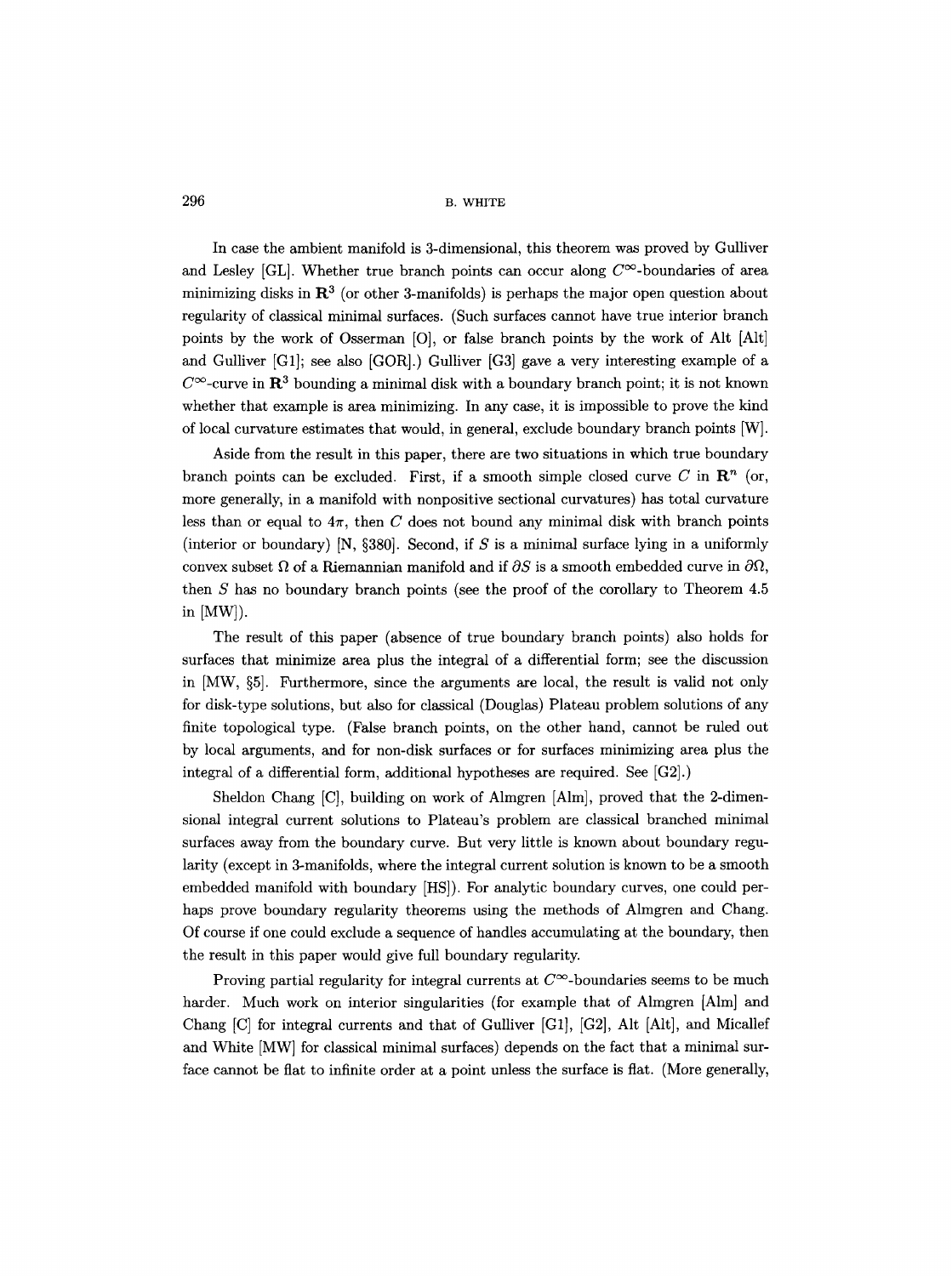In case the ambient manifold is 3-dimensional, this theorem was proved by Gulliver and Lesley [GL]. Whether true branch points can occur along $C^\infty$-boundaries of area minimizing disks in $\mathbf{R}^3$ (or other 3-manifolds) is perhaps the major open question about regularity of classical minimal surfaces. (Such surfaces cannot have true interior branch points by the work of Osserman [O], or false branch points by the work of Alt [Alt] and Gulliver [G1]; see also [GOR].) Gulliver [G3] gave a very interesting example of a $C^\infty$-curve in $\mathbf{R}^3$ bounding a minimal disk with a boundary branch point; it is not known whether that example is area minimizing. In any case, it is impossible to prove the kind of local curvature estimates that would, in general, exclude boundary branch points [W].

Aside from the result in this paper, there are two situations in which true boundary branch points can be excluded. First, if a smooth simple closed curve $C$ in $\mathbf{R}^n$ (or, more generally, in a manifold with nonpositive sectional curvatures) has total curvature less than or equal to $4\pi$, then $C$ does not bound any minimal disk with branch points (interior or boundary) [N, §380]. Second, if $S$ is a minimal surface lying in a uniformly convex subset $\Omega$ of a Riemannian manifold and if $\partial S$ is a smooth embedded curve in $\partial\Omega$, then $S$ has no boundary branch points (see the proof of the corollary to Theorem 4.5 in [MW]).

The result of this paper (absence of true boundary branch points) also holds for surfaces that minimize area plus the integral of a differential form; see the discussion in [MW, §5]. Furthermore, since the arguments are local, the result is valid not only for disk-type solutions, but also for classical (Douglas) Plateau problem solutions of any finite topological type. (False branch points, on the other hand, cannot be ruled out by local arguments, and for non-disk surfaces or for surfaces minimizing area plus the integral of a differential form, additional hypotheses are required. See [G2].)

Sheldon Chang [C], building on work of Almgren [Alm], proved that the 2-dimensional integral current solutions to Plateau's problem are classical branched minimal surfaces away from the boundary curve. But very little is known about boundary regularity (except in 3-manifolds, where the integral current solution is known to be a smooth embedded manifold with boundary [HS]). For analytic boundary curves, one could perhaps prove boundary regularity theorems using the methods of Almgren and Chang. Of course if one could exclude a sequence of handles accumulating at the boundary, then the result in this paper would give full boundary regularity.

Proving partial regularity for integral currents at $C^\infty$-boundaries seems to be much harder. Much work on interior singularities (for example that of Almgren [Alm] and Chang [C] for integral currents and that of Gulliver [G1], [G2], Alt [Alt], and Micallef and White [MW] for classical minimal surfaces) depends on the fact that a minimal surface cannot be flat to infinite order at a point unless the surface is flat. (More generally,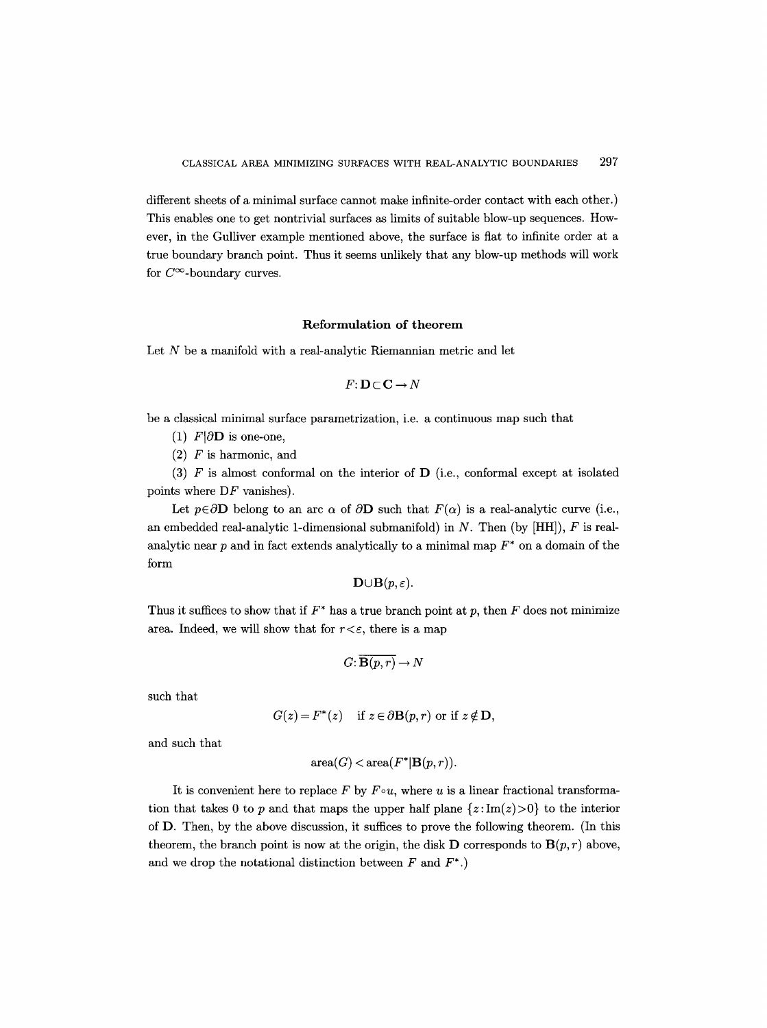different sheets of a minimal surface cannot make infinite-order contact with each other.) This enables one to get nontrivial surfaces as limits of suitable blow-up sequences. However, in the Gulliver example mentioned above, the surface is flat to infinite order at a true boundary branch point. Thus it seems unlikely that any blow-up methods will work for $C^\infty$-boundary curves.

### Reformulation of theorem

Let $N$ be a manifold with a real-analytic Riemannian metric and let

$$F\colon \mathbf{D}\subset\mathbf{C}\to N$$

be a classical minimal surface parametrization, i.e. a continuous map such that

(1) $F|\partial\mathbf{D}$ is one-one,

(2) $F$ is harmonic, and

(3) $F$ is almost conformal on the interior of $\mathbf{D}$ (i.e., conformal except at isolated points where $DF$ vanishes).

Let $p\in\partial\mathbf{D}$ belong to an arc $\alpha$ of $\partial\mathbf{D}$ such that $F(\alpha)$ is a real-analytic curve (i.e., an embedded real-analytic 1-dimensional submanifold) in $N$. Then (by [HH]), $F$ is real-analytic near $p$ and in fact extends analytically to a minimal map $F^*$ on a domain of the form

$$\mathbf{D}\cup\mathbf{B}(p,\varepsilon).$$

Thus it suffices to show that if $F^*$ has a true branch point at $p$, then $F$ does not minimize area. Indeed, we will show that for $r<\varepsilon$, there is a map

$$G\colon\overline{\mathbf{B}(p,r)}\to N$$

such that

$$G(z)=F^*(z)\quad \text{if } z\in\partial\mathbf{B}(p,r) \text{ or if } z\notin\mathbf{D},$$

and such that

$$\operatorname{area}(G)<\operatorname{area}(F^*|\mathbf{B}(p,r)).$$

It is convenient here to replace $F$ by $F\circ u$, where $u$ is a linear fractional transformation that takes 0 to $p$ and that maps the upper half plane $\{z:\operatorname{Im}(z)>0\}$ to the interior of $\mathbf{D}$. Then, by the above discussion, it suffices to prove the following theorem. (In this theorem, the branch point is now at the origin, the disk $\mathbf{D}$ corresponds to $\mathbf{B}(p,r)$ above, and we drop the notational distinction between $F$ and $F^*$.)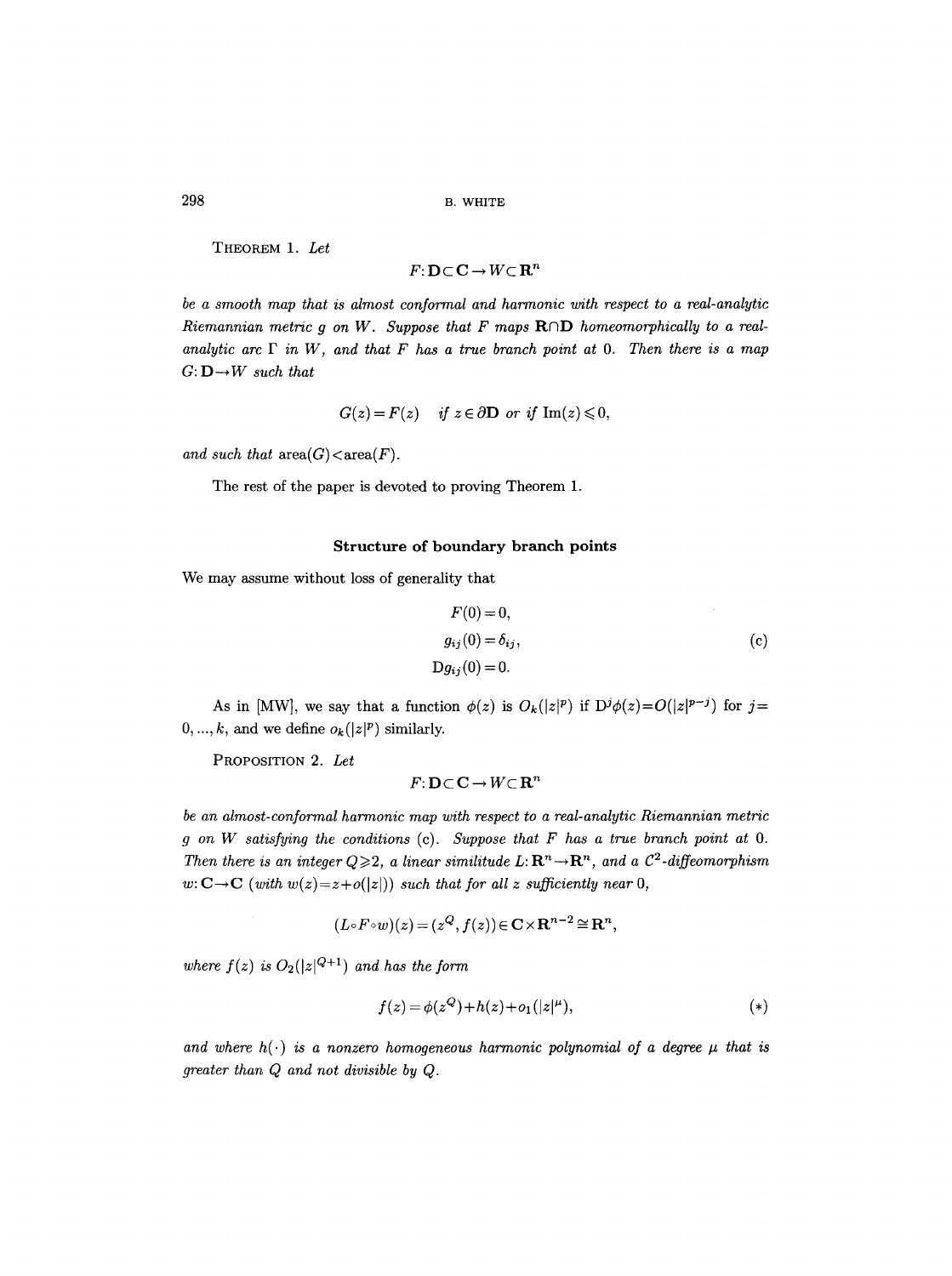THEOREM 1. *Let*

$$F: \mathbf{D} \subset \mathbf{C} \to W \subset \mathbf{R}^n$$

*be a smooth map that is almost conformal and harmonic with respect to a real-analytic Riemannian metric $g$ on $W$. Suppose that $F$ maps $\mathbf{R} \cap \mathbf{D}$ homeomorphically to a real-analytic arc $\Gamma$ in $W$, and that $F$ has a true branch point at 0. Then there is a map $G: \mathbf{D} \to W$ such that*

$$G(z) = F(z) \quad \text{if } z \in \partial\mathbf{D} \text{ or if } \operatorname{Im}(z) \leqslant 0,$$

*and such that* $\operatorname{area}(G) < \operatorname{area}(F)$.

The rest of the paper is devoted to proving Theorem 1.

## Structure of boundary branch points

We may assume without loss of generality that

$$\begin{aligned} F(0) &= 0, \\ g_{ij}(0) &= \delta_{ij}, \\ Dg_{ij}(0) &= 0. \end{aligned} \tag{c}$$

As in [MW], we say that a function $\phi(z)$ is $O_k(|z|^p)$ if $D^j\phi(z) = O(|z|^{p-j})$ for $j = 0, ..., k$, and we define $o_k(|z|^p)$ similarly.

PROPOSITION 2. *Let*

$$F: \mathbf{D} \subset \mathbf{C} \to W \subset \mathbf{R}^n$$

*be an almost-conformal harmonic map with respect to a real-analytic Riemannian metric $g$ on $W$ satisfying the conditions* (c). *Suppose that $F$ has a true branch point at 0. Then there is an integer $Q \geqslant 2$, a linear similitude $L: \mathbf{R}^n \to \mathbf{R}^n$, and a $C^2$-diffeomorphism $w: \mathbf{C} \to \mathbf{C}$ (with $w(z) = z + o(|z|)$) such that for all $z$ sufficiently near 0,*

$$(L \circ F \circ w)(z) = (z^Q, f(z)) \in \mathbf{C} \times \mathbf{R}^{n-2} \cong \mathbf{R}^n,$$

*where $f(z)$ is $O_2(|z|^{Q+1})$ and has the form*

$$f(z) = \phi(z^Q) + h(z) + o_1(|z|^\mu), \tag{$*$}$$

*and where $h(\cdot)$ is a nonzero homogeneous harmonic polynomial of a degree $\mu$ that is greater than $Q$ and not divisible by $Q$.*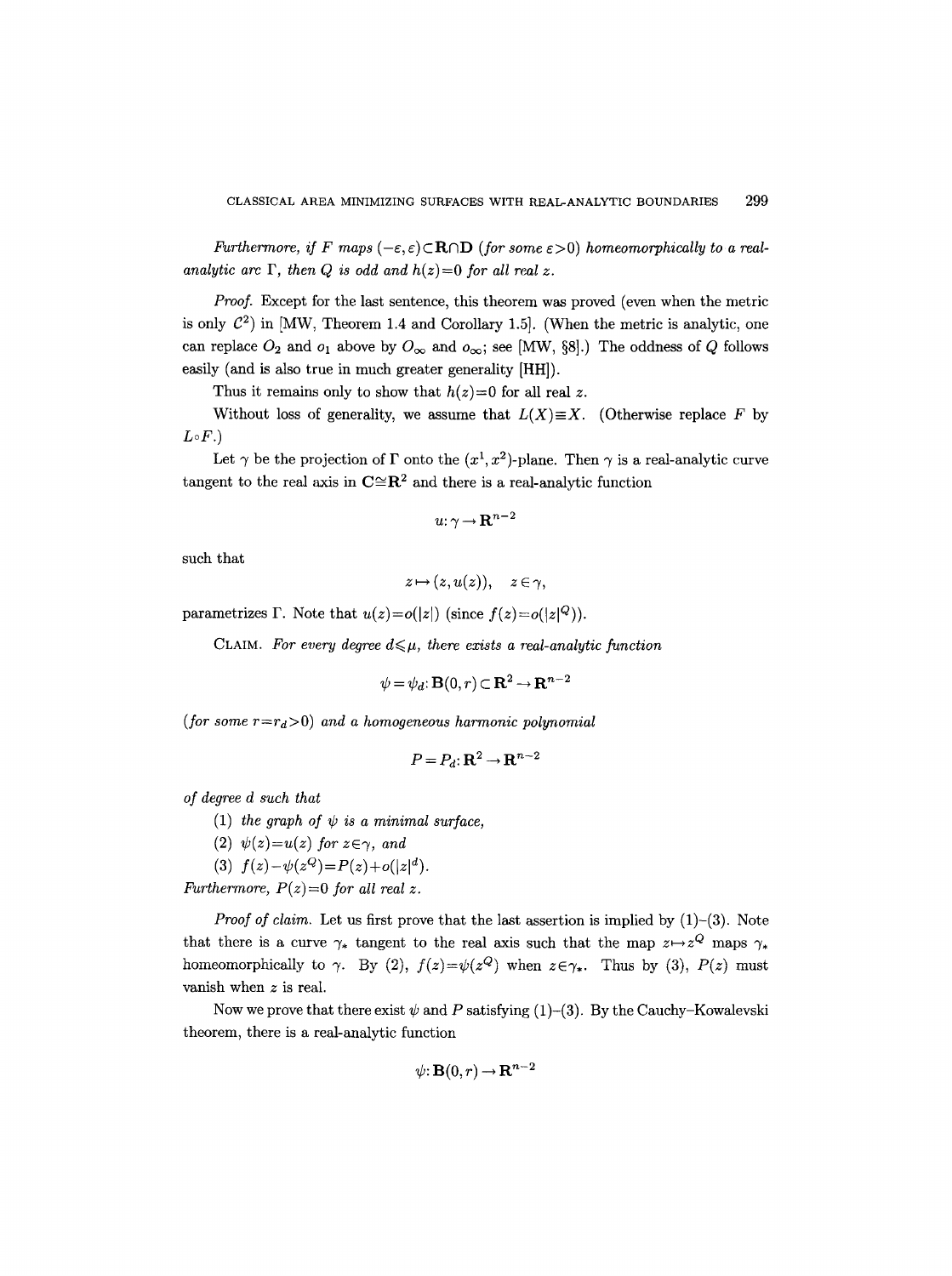*Furthermore, if $F$ maps $(-\varepsilon, \varepsilon) \subset \mathbf{R} \cap \mathbf{D}$ (for some $\varepsilon > 0$) homeomorphically to a real-analytic arc $\Gamma$, then $Q$ is odd and $h(z) = 0$ for all real $z$.*

*Proof.* Except for the last sentence, this theorem was proved (even when the metric is only $C^2$) in [MW, Theorem 1.4 and Corollary 1.5]. (When the metric is analytic, one can replace $O_2$ and $o_1$ above by $O_\infty$ and $o_\infty$; see [MW, §8].) The oddness of $Q$ follows easily (and is also true in much greater generality [HH]).

Thus it remains only to show that $h(z) = 0$ for all real $z$.

Without loss of generality, we assume that $L(X) \equiv X$. (Otherwise replace $F$ by $L \circ F$.)

Let $\gamma$ be the projection of $\Gamma$ onto the $(x^1, x^2)$-plane. Then $\gamma$ is a real-analytic curve tangent to the real axis in $\mathbf{C} \cong \mathbf{R}^2$ and there is a real-analytic function

$$u: \gamma \to \mathbf{R}^{n-2}$$

such that

$$z \mapsto (z, u(z)), \quad z \in \gamma,$$

parametrizes $\Gamma$. Note that $u(z) = o(|z|)$ (since $f(z) = o(|z|^Q)$).

CLAIM. *For every degree $d \leqslant \mu$, there exists a real-analytic function*

$$\psi = \psi_d : \mathbf{B}(0, r) \subset \mathbf{R}^2 \to \mathbf{R}^{n-2}$$

*(for some $r = r_d > 0$) and a homogeneous harmonic polynomial*

$$P = P_d : \mathbf{R}^2 \to \mathbf{R}^{n-2}$$

*of degree $d$ such that*

(1) *the graph of $\psi$ is a minimal surface,*

(2) *$\psi(z) = u(z)$ for $z \in \gamma$, and*

(3) *$f(z) - \psi(z^Q) = P(z) + o(|z|^d)$.*

*Furthermore, $P(z) = 0$ for all real $z$.*

*Proof of claim.* Let us first prove that the last assertion is implied by (1)–(3). Note that there is a curve $\gamma_*$ tangent to the real axis such that the map $z \mapsto z^Q$ maps $\gamma_*$ homeomorphically to $\gamma$. By (2), $f(z) = \psi(z^Q)$ when $z \in \gamma_*$. Thus by (3), $P(z)$ must vanish when $z$ is real.

Now we prove that there exist $\psi$ and $P$ satisfying (1)–(3). By the Cauchy–Kowalevski theorem, there is a real-analytic function

$$\psi: \mathbf{B}(0, r) \to \mathbf{R}^{n-2}$$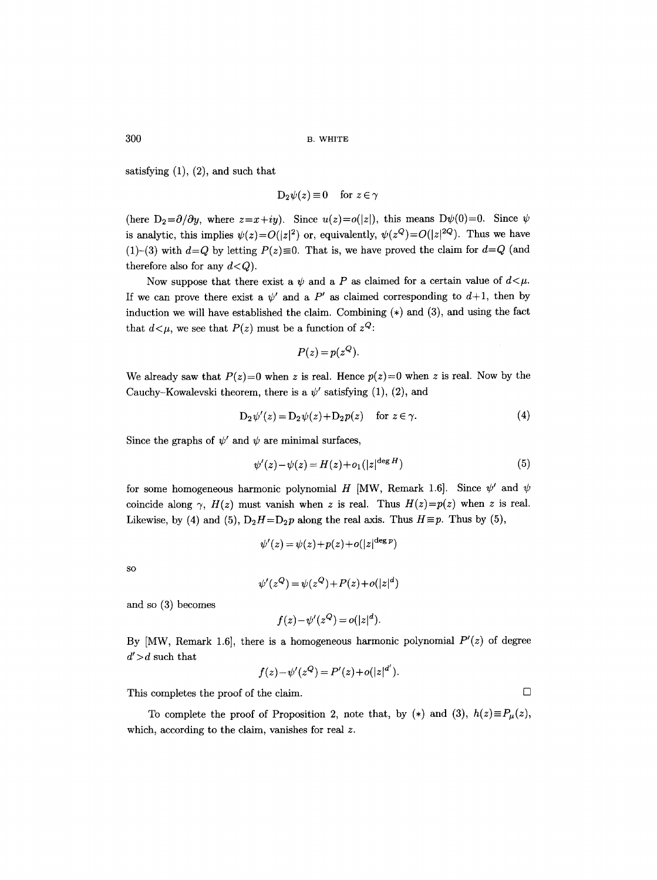satisfying (1), (2), and such that

$$\mathrm{D}_2\psi(z)\equiv 0 \quad \text{for } z\in\gamma$$

(here $\mathrm{D}_2=\partial/\partial y$, where $z=x+iy$). Since $u(z)=o(|z|)$, this means $\mathrm{D}\psi(0)=0$. Since $\psi$ is analytic, this implies $\psi(z)=O(|z|^2)$ or, equivalently, $\psi(z^Q)=O(|z|^{2Q})$. Thus we have (1)–(3) with $d=Q$ by letting $P(z)\equiv 0$. That is, we have proved the claim for $d=Q$ (and therefore also for any $d<Q$).

Now suppose that there exist a $\psi$ and a $P$ as claimed for a certain value of $d<\mu$. If we can prove there exist a $\psi'$ and a $P'$ as claimed corresponding to $d+1$, then by induction we will have established the claim. Combining (*) and (3), and using the fact that $d<\mu$, we see that $P(z)$ must be a function of $z^Q$:

$$P(z)=p(z^Q).$$

We already saw that $P(z)=0$ when $z$ is real. Hence $p(z)=0$ when $z$ is real. Now by the Cauchy–Kowalevski theorem, there is a $\psi'$ satisfying (1), (2), and

$$\mathrm{D}_2\psi'(z)=\mathrm{D}_2\psi(z)+\mathrm{D}_2p(z) \quad \text{for } z\in\gamma. \tag{4}$$

Since the graphs of $\psi'$ and $\psi$ are minimal surfaces,

$$\psi'(z)-\psi(z)=H(z)+o_1(|z|^{\deg H}) \tag{5}$$

for some homogeneous harmonic polynomial $H$ [MW, Remark 1.6]. Since $\psi'$ and $\psi$ coincide along $\gamma$, $H(z)$ must vanish when $z$ is real. Thus $H(z)=p(z)$ when $z$ is real. Likewise, by (4) and (5), $\mathrm{D}_2H=\mathrm{D}_2p$ along the real axis. Thus $H\equiv p$. Thus by (5),

$$\psi'(z)=\psi(z)+p(z)+o(|z|^{\deg p})$$

so

$$\psi'(z^Q)=\psi(z^Q)+P(z)+o(|z|^d)$$

and so (3) becomes

$$f(z)-\psi'(z^Q)=o(|z|^d).$$

By [MW, Remark 1.6], there is a homogeneous harmonic polynomial $P'(z)$ of degree $d'>d$ such that

$$f(z)-\psi'(z^Q)=P'(z)+o(|z|^{d'}).$$

This completes the proof of the claim. □

To complete the proof of Proposition 2, note that, by (*) and (3), $h(z)\equiv P_\mu(z)$, which, according to the claim, vanishes for real $z$.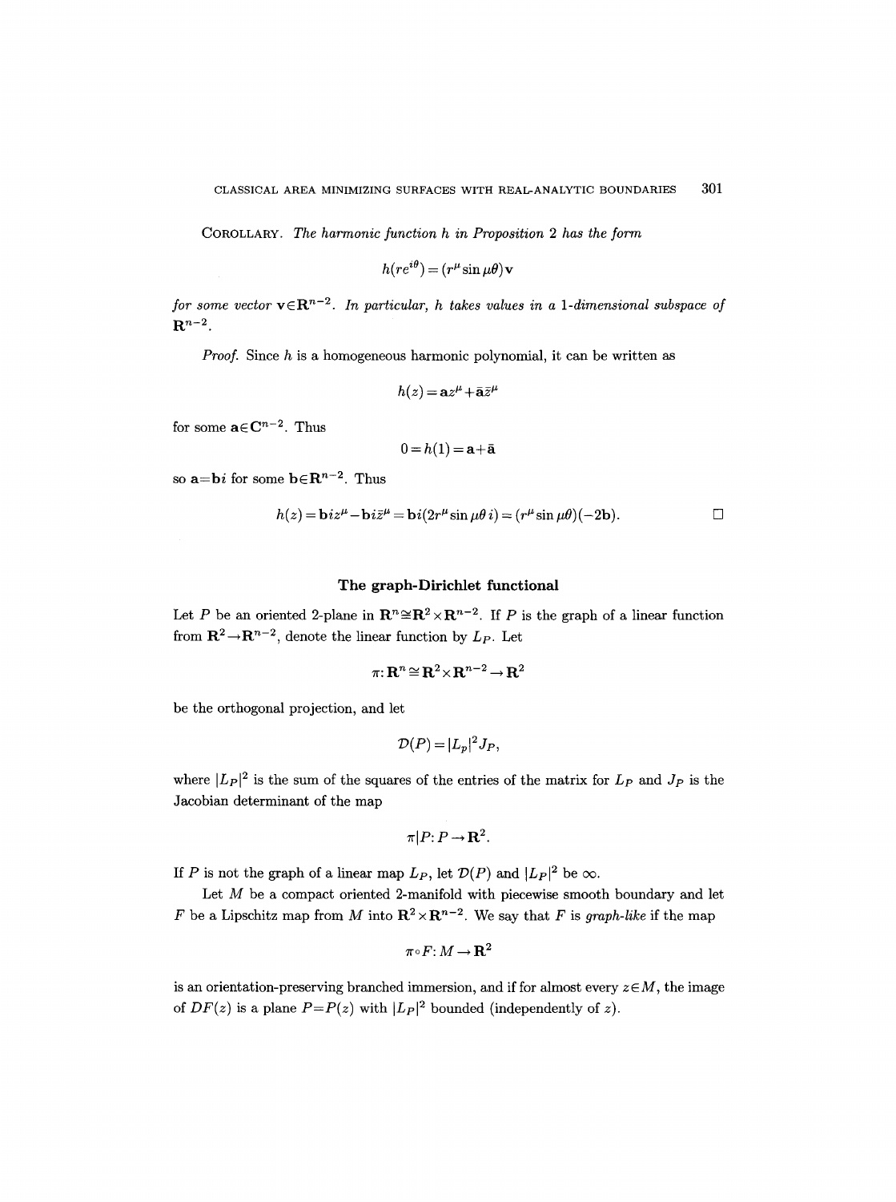COROLLARY. *The harmonic function $h$ in Proposition 2 has the form*

$$h(re^{i\theta}) = (r^{\mu} \sin \mu\theta)\mathbf{v}$$

*for some vector $\mathbf{v} \in \mathbf{R}^{n-2}$. In particular, $h$ takes values in a 1-dimensional subspace of $\mathbf{R}^{n-2}$.*

*Proof.* Since $h$ is a homogeneous harmonic polynomial, it can be written as

$$h(z) = \mathbf{a}z^{\mu} + \bar{\mathbf{a}}\bar{z}^{\mu}$$

for some $\mathbf{a} \in \mathbf{C}^{n-2}$. Thus

$$0 = h(1) = \mathbf{a} + \bar{\mathbf{a}}$$

so $\mathbf{a} = \mathbf{b}i$ for some $\mathbf{b} \in \mathbf{R}^{n-2}$. Thus

$$h(z) = \mathbf{b}iz^{\mu} - \mathbf{b}i\bar{z}^{\mu} = \mathbf{b}i(2r^{\mu} \sin \mu\theta\, i) = (r^{\mu} \sin \mu\theta)(-2\mathbf{b}). \qquad \square$$

### The graph-Dirichlet functional

Let $P$ be an oriented 2-plane in $\mathbf{R}^n \cong \mathbf{R}^2 \times \mathbf{R}^{n-2}$. If $P$ is the graph of a linear function from $\mathbf{R}^2 \to \mathbf{R}^{n-2}$, denote the linear function by $L_P$. Let

$$\pi: \mathbf{R}^n \cong \mathbf{R}^2 \times \mathbf{R}^{n-2} \to \mathbf{R}^2$$

be the orthogonal projection, and let

$$\mathcal{D}(P) = |L_p|^2 J_P,$$

where $|L_P|^2$ is the sum of the squares of the entries of the matrix for $L_P$ and $J_P$ is the Jacobian determinant of the map

$$\pi | P: P \to \mathbf{R}^2.$$

If $P$ is not the graph of a linear map $L_P$, let $\mathcal{D}(P)$ and $|L_P|^2$ be $\infty$.

Let $M$ be a compact oriented 2-manifold with piecewise smooth boundary and let $F$ be a Lipschitz map from $M$ into $\mathbf{R}^2 \times \mathbf{R}^{n-2}$. We say that $F$ is *graph-like* if the map

$$\pi \circ F: M \to \mathbf{R}^2$$

is an orientation-preserving branched immersion, and if for almost every $z \in M$, the image of $DF(z)$ is a plane $P = P(z)$ with $|L_P|^2$ bounded (independently of $z$).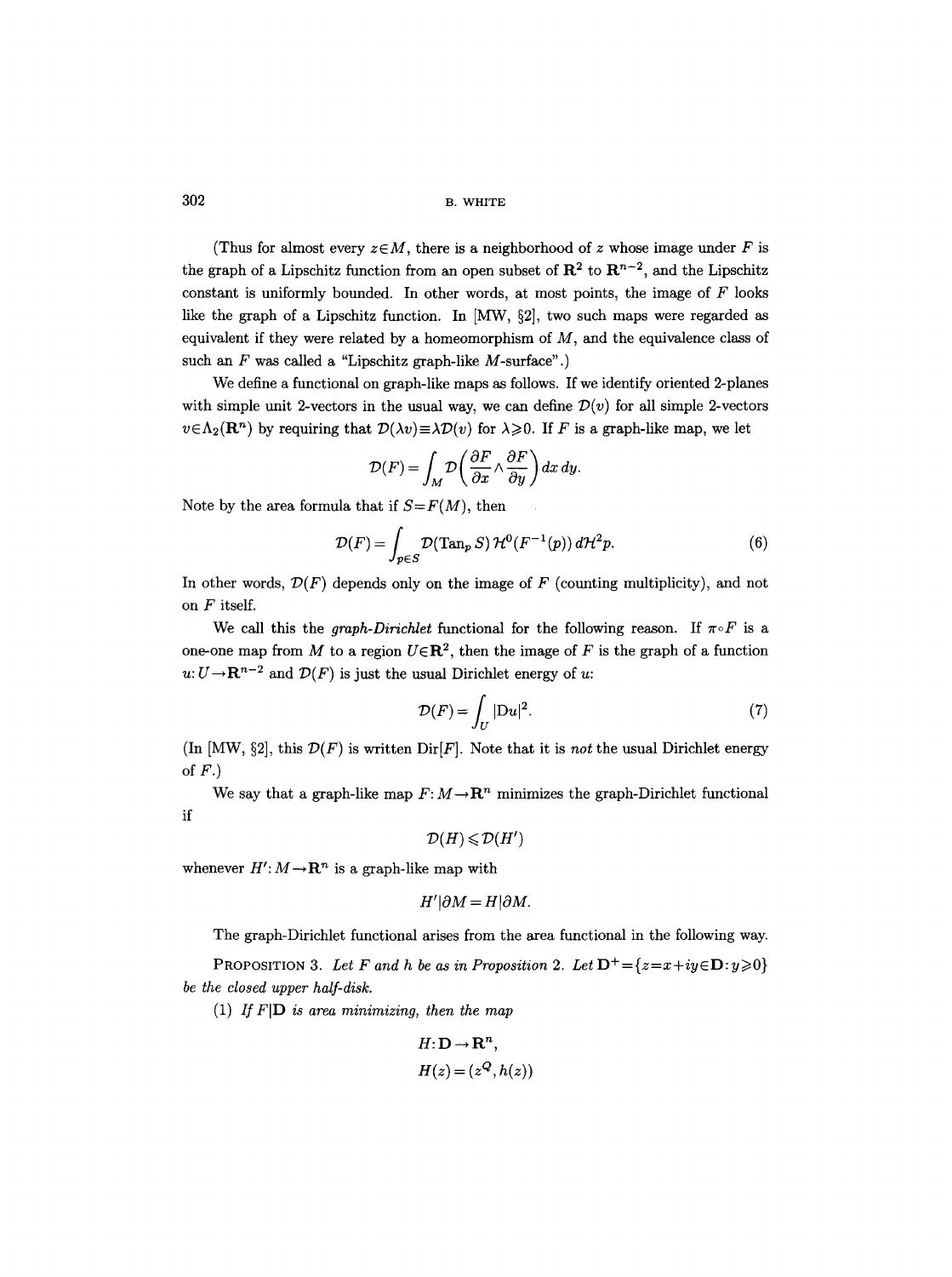(Thus for almost every $z \in M$, there is a neighborhood of $z$ whose image under $F$ is the graph of a Lipschitz function from an open subset of $\mathbf{R}^2$ to $\mathbf{R}^{n-2}$, and the Lipschitz constant is uniformly bounded. In other words, at most points, the image of $F$ looks like the graph of a Lipschitz function. In [MW, §2], two such maps were regarded as equivalent if they were related by a homeomorphism of $M$, and the equivalence class of such an $F$ was called a "Lipschitz graph-like $M$-surface".)

We define a functional on graph-like maps as follows. If we identify oriented 2-planes with simple unit 2-vectors in the usual way, we can define $\mathcal{D}(v)$ for all simple 2-vectors $v \in \Lambda_2(\mathbf{R}^n)$ by requiring that $\mathcal{D}(\lambda v) \equiv \lambda \mathcal{D}(v)$ for $\lambda \geqslant 0$. If $F$ is a graph-like map, we let

$$\mathcal{D}(F) = \int_M \mathcal{D}\left(\frac{\partial F}{\partial x} \wedge \frac{\partial F}{\partial y}\right) dx\, dy.$$

Note by the area formula that if $S = F(M)$, then

$$\mathcal{D}(F) = \int_{p \in S} \mathcal{D}(\operatorname{Tan}_p S)\, \mathcal{H}^0(F^{-1}(p))\, d\mathcal{H}^2 p. \tag{6}$$

In other words, $\mathcal{D}(F)$ depends only on the image of $F$ (counting multiplicity), and not on $F$ itself.

We call this the *graph-Dirichlet* functional for the following reason. If $\pi \circ F$ is a one-one map from $M$ to a region $U \in \mathbf{R}^2$, then the image of $F$ is the graph of a function $u: U \to \mathbf{R}^{n-2}$ and $\mathcal{D}(F)$ is just the usual Dirichlet energy of $u$:

$$\mathcal{D}(F) = \int_U |\mathrm{D}u|^2. \tag{7}$$

(In [MW, §2], this $\mathcal{D}(F)$ is written $\operatorname{Dir}[F]$. Note that it is *not* the usual Dirichlet energy of $F$.)

We say that a graph-like map $F: M \to \mathbf{R}^n$ minimizes the graph-Dirichlet functional if

$$\mathcal{D}(H) \leqslant \mathcal{D}(H')$$

whenever $H': M \to \mathbf{R}^n$ is a graph-like map with

$$H' | \partial M = H | \partial M.$$

The graph-Dirichlet functional arises from the area functional in the following way.

PROPOSITION 3. *Let $F$ and $h$ be as in Proposition 2. Let $\mathbf{D}^+ = \{z = x + iy \in \mathbf{D} : y \geqslant 0\}$ be the closed upper half-disk.*

(1) *If $F|\mathbf{D}$ is area minimizing, then the map*

$$H: \mathbf{D} \to \mathbf{R}^n,$$
$$H(z) = (z^Q, h(z))$$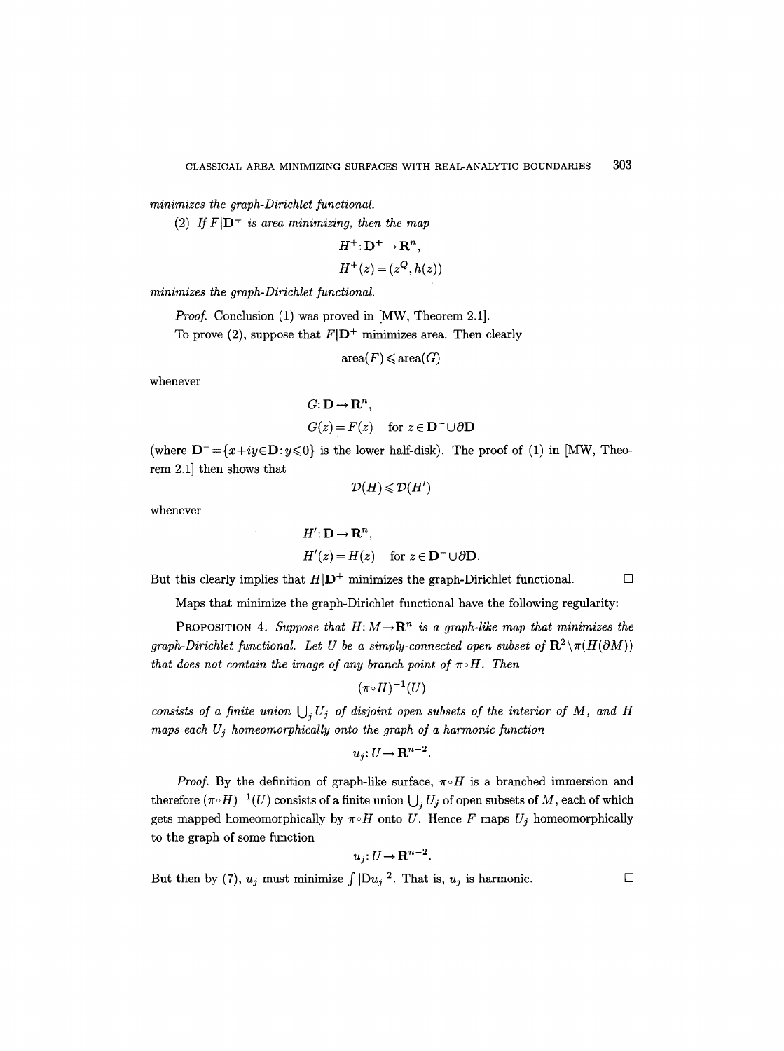*minimizes the graph-Dirichlet functional.*

(2) *If $F|\mathbf{D}^+$ is area minimizing, then the map*

$$H^+ : \mathbf{D}^+ \to \mathbf{R}^n,$$
$$H^+(z) = (z^Q, h(z))$$

*minimizes the graph-Dirichlet functional.*

*Proof.* Conclusion (1) was proved in [MW, Theorem 2.1].

To prove (2), suppose that $F|\mathbf{D}^+$ minimizes area. Then clearly

$$\text{area}(F) \leqslant \text{area}(G)$$

whenever

$$G: \mathbf{D} \to \mathbf{R}^n,$$
$$G(z) = F(z) \quad \text{for } z \in \mathbf{D}^- \cup \partial\mathbf{D}$$

(where $\mathbf{D}^- = \{x+iy \in \mathbf{D} : y \leqslant 0\}$ is the lower half-disk). The proof of (1) in [MW, Theorem 2.1] then shows that

$$\mathcal{D}(H) \leqslant \mathcal{D}(H')$$

whenever

$$H': \mathbf{D} \to \mathbf{R}^n,$$
$$H'(z) = H(z) \quad \text{for } z \in \mathbf{D}^- \cup \partial\mathbf{D}.$$

But this clearly implies that $H|\mathbf{D}^+$ minimizes the graph-Dirichlet functional. □

Maps that minimize the graph-Dirichlet functional have the following regularity:

PROPOSITION 4. *Suppose that $H: M \to \mathbf{R}^n$ is a graph-like map that minimizes the graph-Dirichlet functional. Let $U$ be a simply-connected open subset of $\mathbf{R}^2 \setminus \pi(H(\partial M))$ that does not contain the image of any branch point of $\pi \circ H$. Then*

$$(\pi \circ H)^{-1}(U)$$

*consists of a finite union $\bigcup_j U_j$ of disjoint open subsets of the interior of $M$, and $H$ maps each $U_j$ homeomorphically onto the graph of a harmonic function*

$$u_j : U \to \mathbf{R}^{n-2}.$$

*Proof.* By the definition of graph-like surface, $\pi \circ H$ is a branched immersion and therefore $(\pi \circ H)^{-1}(U)$ consists of a finite union $\bigcup_j U_j$ of open subsets of $M$, each of which gets mapped homeomorphically by $\pi \circ H$ onto $U$. Hence $F$ maps $U_j$ homeomorphically to the graph of some function

$$u_j : U \to \mathbf{R}^{n-2}.$$

But then by (7), $u_j$ must minimize $\int |Du_j|^2$. That is, $u_j$ is harmonic. □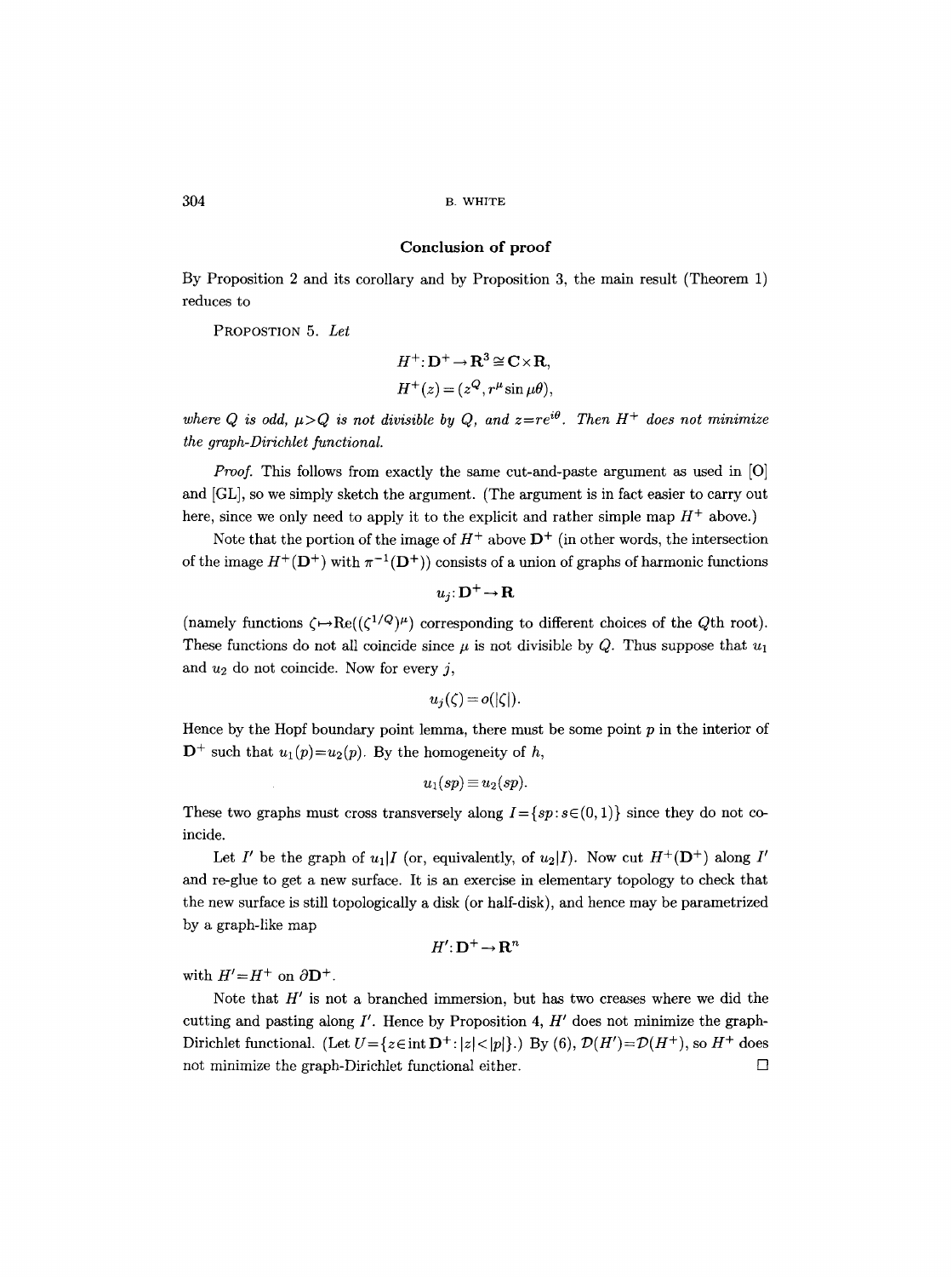## Conclusion of proof

By Proposition 2 and its corollary and by Proposition 3, the main result (Theorem 1) reduces to

PROPOSTION 5. *Let*

$$H^+ : \mathbf{D}^+ \to \mathbf{R}^3 \cong \mathbf{C} \times \mathbf{R},$$
$$H^+(z) = (z^Q, r^\mu \sin \mu\theta),$$

*where $Q$ is odd, $\mu > Q$ is not divisible by $Q$, and $z = re^{i\theta}$. Then $H^+$ does not minimize the graph-Dirichlet functional.*

*Proof.* This follows from exactly the same cut-and-paste argument as used in [O] and [GL], so we simply sketch the argument. (The argument is in fact easier to carry out here, since we only need to apply it to the explicit and rather simple map $H^+$ above.)

Note that the portion of the image of $H^+$ above $\mathbf{D}^+$ (in other words, the intersection of the image $H^+(\mathbf{D}^+)$ with $\pi^{-1}(\mathbf{D}^+)$) consists of a union of graphs of harmonic functions

$$u_j : \mathbf{D}^+ \to \mathbf{R}$$

(namely functions $\zeta \mapsto \mathrm{Re}((\zeta^{1/Q})^\mu)$ corresponding to different choices of the $Q$th root). These functions do not all coincide since $\mu$ is not divisible by $Q$. Thus suppose that $u_1$ and $u_2$ do not coincide. Now for every $j$,

$$u_j(\zeta) = o(|\zeta|).$$

Hence by the Hopf boundary point lemma, there must be some point $p$ in the interior of $\mathbf{D}^+$ such that $u_1(p) = u_2(p)$. By the homogeneity of $h$,

$$u_1(sp) \equiv u_2(sp).$$

These two graphs must cross transversely along $I = \{sp : s \in (0,1)\}$ since they do not coincide.

Let $I'$ be the graph of $u_1|I$ (or, equivalently, of $u_2|I$). Now cut $H^+(\mathbf{D}^+)$ along $I'$ and re-glue to get a new surface. It is an exercise in elementary topology to check that the new surface is still topologically a disk (or half-disk), and hence may be parametrized by a graph-like map

$$H' : \mathbf{D}^+ \to \mathbf{R}^n$$

with $H' = H^+$ on $\partial \mathbf{D}^+$.

Note that $H'$ is not a branched immersion, but has two creases where we did the cutting and pasting along $I'$. Hence by Proposition 4, $H'$ does not minimize the graph-Dirichlet functional. (Let $U = \{z \in \mathrm{int}\, \mathbf{D}^+ : |z| < |p|\}$.) By (6), $\mathcal{D}(H') = \mathcal{D}(H^+)$, so $H^+$ does not minimize the graph-Dirichlet functional either. $\square$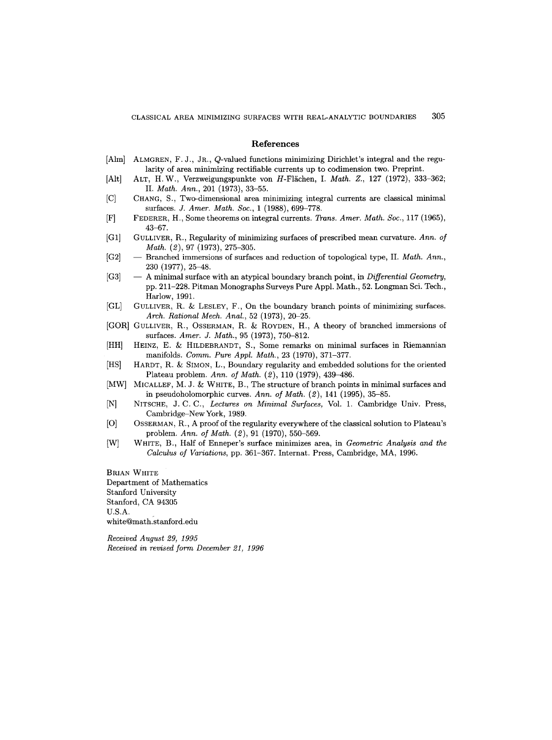## References

[Alm] Almgren, F. J., Jr., $Q$-valued functions minimizing Dirichlet's integral and the regularity of area minimizing rectifiable currents up to codimension two. Preprint.

[Alt] Alt, H. W., Verzweigungspunkte von $H$-Flächen, I. *Math. Z.*, 127 (1972), 333–362; II. *Math. Ann.*, 201 (1973), 33–55.

[C] Chang, S., Two-dimensional area minimizing integral currents are classical minimal surfaces. *J. Amer. Math. Soc.*, 1 (1988), 699–778.

[F] Federer, H., Some theorems on integral currents. *Trans. Amer. Math. Soc.*, 117 (1965), 43–67.

[G1] Gulliver, R., Regularity of minimizing surfaces of prescribed mean curvature. *Ann. of Math.* (2), 97 (1973), 275–305.

[G2] — Branched immersions of surfaces and reduction of topological type, II. *Math. Ann.*, 230 (1977), 25–48.

[G3] — A minimal surface with an atypical boundary branch point, in *Differential Geometry*, pp. 211–228. Pitman Monographs Surveys Pure Appl. Math., 52. Longman Sci. Tech., Harlow, 1991.

[GL] Gulliver, R. & Lesley, F., On the boundary branch points of minimizing surfaces. *Arch. Rational Mech. Anal.*, 52 (1973), 20–25.

[GOR] Gulliver, R., Osserman, R. & Royden, H., A theory of branched immersions of surfaces. *Amer. J. Math.*, 95 (1973), 750–812.

[HH] Heinz, E. & Hildebrandt, S., Some remarks on minimal surfaces in Riemannian manifolds. *Comm. Pure Appl. Math.*, 23 (1970), 371–377.

[HS] Hardt, R. & Simon, L., Boundary regularity and embedded solutions for the oriented Plateau problem. *Ann. of Math.* (2), 110 (1979), 439–486.

[MW] Micallef, M. J. & White, B., The structure of branch points in minimal surfaces and in pseudoholomorphic curves. *Ann. of Math.* (2), 141 (1995), 35–85.

[N] Nitsche, J. C. C., *Lectures on Minimal Surfaces*, Vol. 1. Cambridge Univ. Press, Cambridge–New York, 1989.

[O] Osserman, R., A proof of the regularity everywhere of the classical solution to Plateau's problem. *Ann. of Math.* (2), 91 (1970), 550–569.

[W] White, B., Half of Enneper's surface minimizes area, in *Geometric Analysis and the Calculus of Variations*, pp. 361–367. Internat. Press, Cambridge, MA, 1996.

Brian White
Department of Mathematics
Stanford University
Stanford, CA 94305
U.S.A.
white@math.stanford.edu

*Received August 29, 1995*
*Received in revised form December 21, 1996*